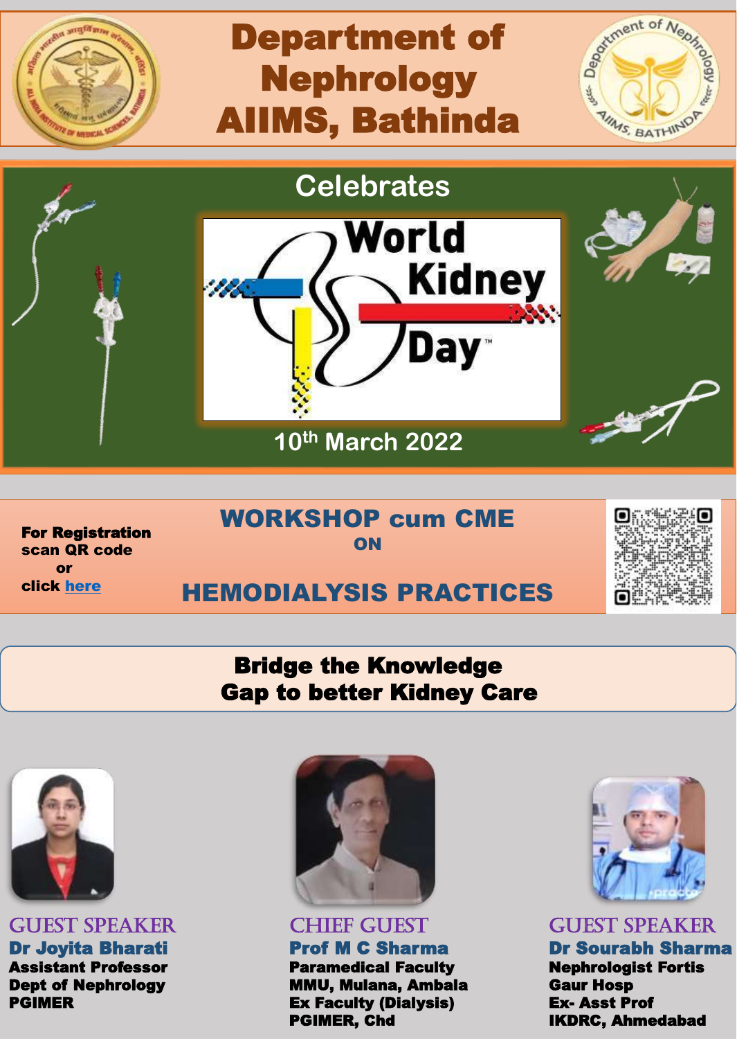# Department of Nephrology AIIMS, Bathinda

Celebrates

World Kidney Day™

10th March 2022

For Registration scan QR code or click here

## WORKSHOP cum CME ON HEMODIALYSIS PRACTICES

**Bridge the Knowledge Gap to better Kidney Care**

GUEST SPEAKER
**Dr Joyita Bharati**
Assistant Professor
Dept of Nephrology
PGIMER

CHIEF GUEST
**Prof M C Sharma**
Paramedical Faculty
MMU, Mulana, Ambala
Ex Faculty (Dialysis)
PGIMER, Chd

GUEST SPEAKER
**Dr Sourabh Sharma**
Nephrologist Fortis
Gaur Hosp
Ex- Asst Prof
IKDRC, Ahmedabad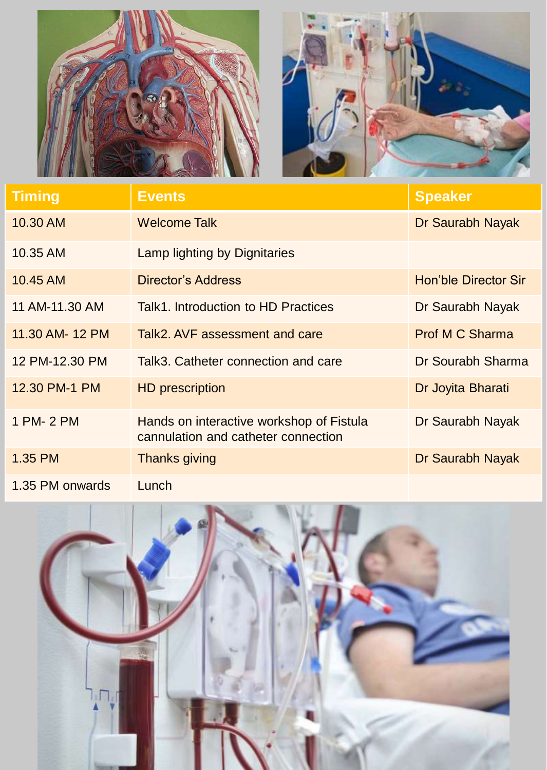| Timing | Events | Speaker |
| --- | --- | --- |
| 10.30 AM | Welcome Talk | Dr Saurabh Nayak |
| 10.35 AM | Lamp lighting by Dignitaries | |
| 10.45 AM | Director’s Address | Hon’ble Director Sir |
| 11 AM-11.30 AM | Talk1. Introduction to HD Practices | Dr Saurabh Nayak |
| 11.30 AM- 12 PM | Talk2. AVF assessment and care | Prof M C Sharma |
| 12 PM-12.30 PM | Talk3. Catheter connection and care | Dr Sourabh Sharma |
| 12.30 PM-1 PM | HD prescription | Dr Joyita Bharati |
| 1 PM- 2 PM | Hands on interactive workshop of Fistula cannulation and catheter connection | Dr Saurabh Nayak |
| 1.35 PM | Thanks giving | Dr Saurabh Nayak |
| 1.35 PM onwards | Lunch | |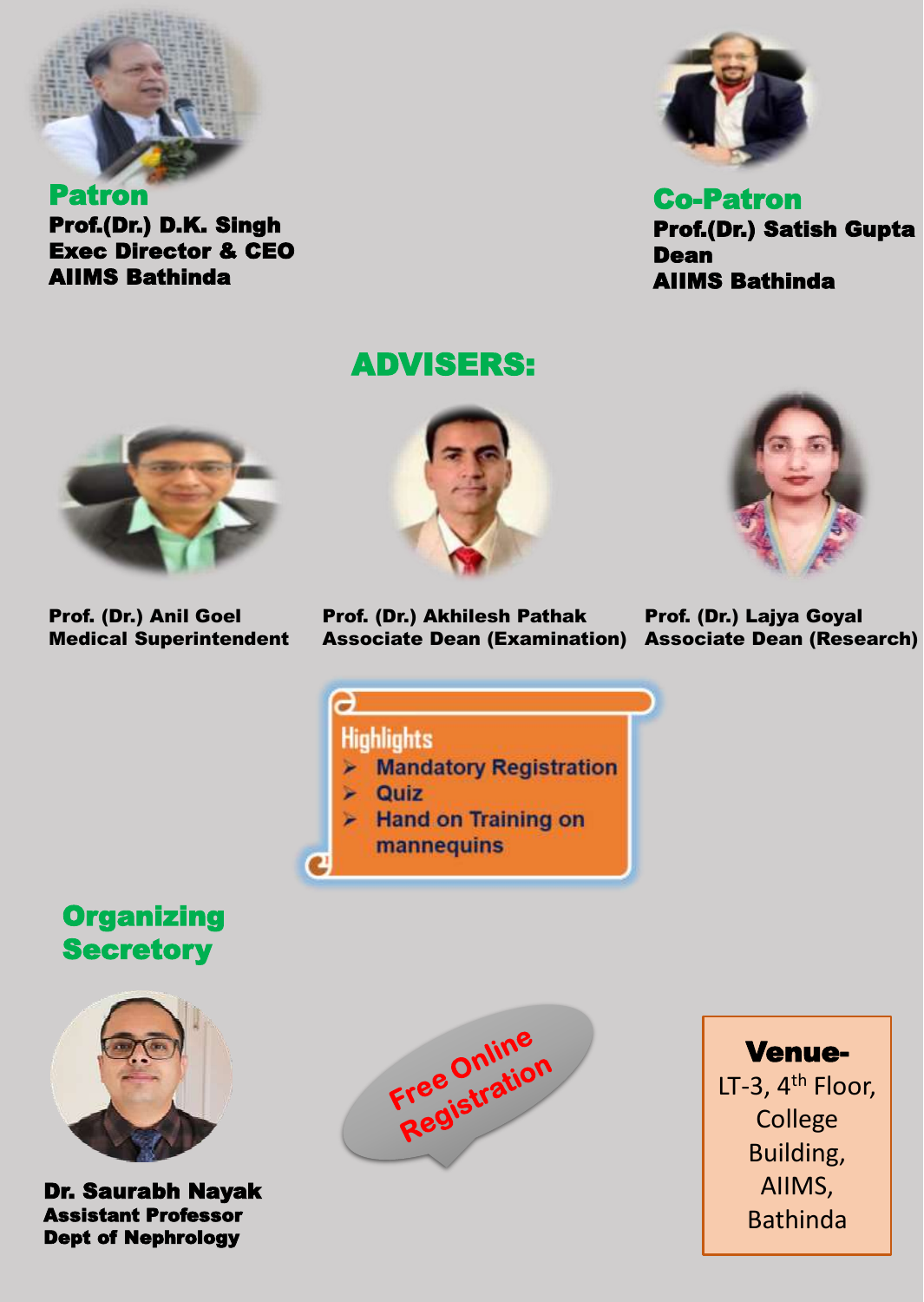## Patron

**Prof.(Dr.) D.K. Singh**
**Exec Director & CEO**
**AIIMS Bathinda**

## Co-Patron

**Prof.(Dr.) Satish Gupta**
**Dean**
**AIIMS Bathinda**

## ADVISERS:

**Prof. (Dr.) Anil Goel**
**Medical Superintendent**

**Prof. (Dr.) Akhilesh Pathak**
**Associate Dean (Examination)**

**Prof. (Dr.) Lajya Goyal**
**Associate Dean (Research)**

### Highlights

- Mandatory Registration
- Quiz
- Hand on Training on mannequins

## Organizing Secretory

**Dr. Saurabh Nayak**
**Assistant Professor**
**Dept of Nephrology**

Free Online Registration

**Venue-**
LT-3, 4th Floor, College Building, AIIMS, Bathinda